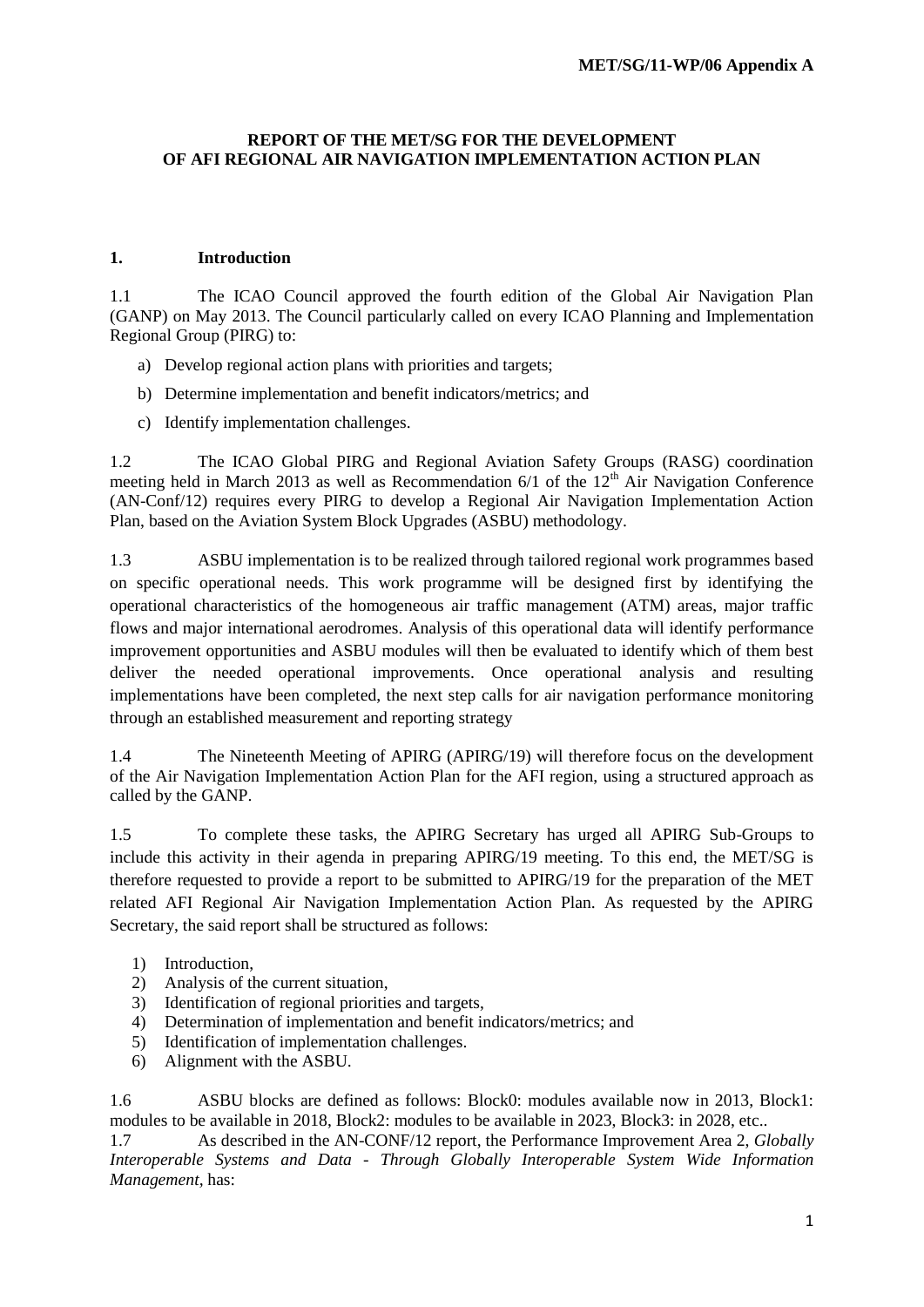MET/SG/11-WP/06 Appendix A

## REPORT OF THE MET/SG FOR THE DEVELOPMENT OF AFI REGIONAL AIR NAVIGATION IMPLEMENTATION ACTION PLAN

### 1. Introduction

1.1 The ICAO Council approved the fourth edition of the Global Air Navigation Plan (GANP) on May 2013. The Council particularly called on every ICAO Planning and Implementation Regional Group (PIRG) to:

a) Develop regional action plans with priorities and targets;

b) Determine implementation and benefit indicators/metrics; and

c) Identify implementation challenges.

1.2 The ICAO Global PIRG and Regional Aviation Safety Groups (RASG) coordination meeting held in March 2013 as well as Recommendation 6/1 of the 12th Air Navigation Conference (AN-Conf/12) requires every PIRG to develop a Regional Air Navigation Implementation Action Plan, based on the Aviation System Block Upgrades (ASBU) methodology.

1.3 ASBU implementation is to be realized through tailored regional work programmes based on specific operational needs. This work programme will be designed first by identifying the operational characteristics of the homogeneous air traffic management (ATM) areas, major traffic flows and major international aerodromes. Analysis of this operational data will identify performance improvement opportunities and ASBU modules will then be evaluated to identify which of them best deliver the needed operational improvements. Once operational analysis and resulting implementations have been completed, the next step calls for air navigation performance monitoring through an established measurement and reporting strategy

1.4 The Nineteenth Meeting of APIRG (APIRG/19) will therefore focus on the development of the Air Navigation Implementation Action Plan for the AFI region, using a structured approach as called by the GANP.

1.5 To complete these tasks, the APIRG Secretary has urged all APIRG Sub-Groups to include this activity in their agenda in preparing APIRG/19 meeting. To this end, the MET/SG is therefore requested to provide a report to be submitted to APIRG/19 for the preparation of the MET related AFI Regional Air Navigation Implementation Action Plan. As requested by the APIRG Secretary, the said report shall be structured as follows:

1) Introduction,
2) Analysis of the current situation,
3) Identification of regional priorities and targets,
4) Determination of implementation and benefit indicators/metrics; and
5) Identification of implementation challenges.
6) Alignment with the ASBU.

1.6 ASBU blocks are defined as follows: Block0: modules available now in 2013, Block1: modules to be available in 2018, Block2: modules to be available in 2023, Block3: in 2028, etc..

1.7 As described in the AN-CONF/12 report, the Performance Improvement Area 2, *Globally Interoperable Systems and Data - Through Globally Interoperable System Wide Information Management,* has: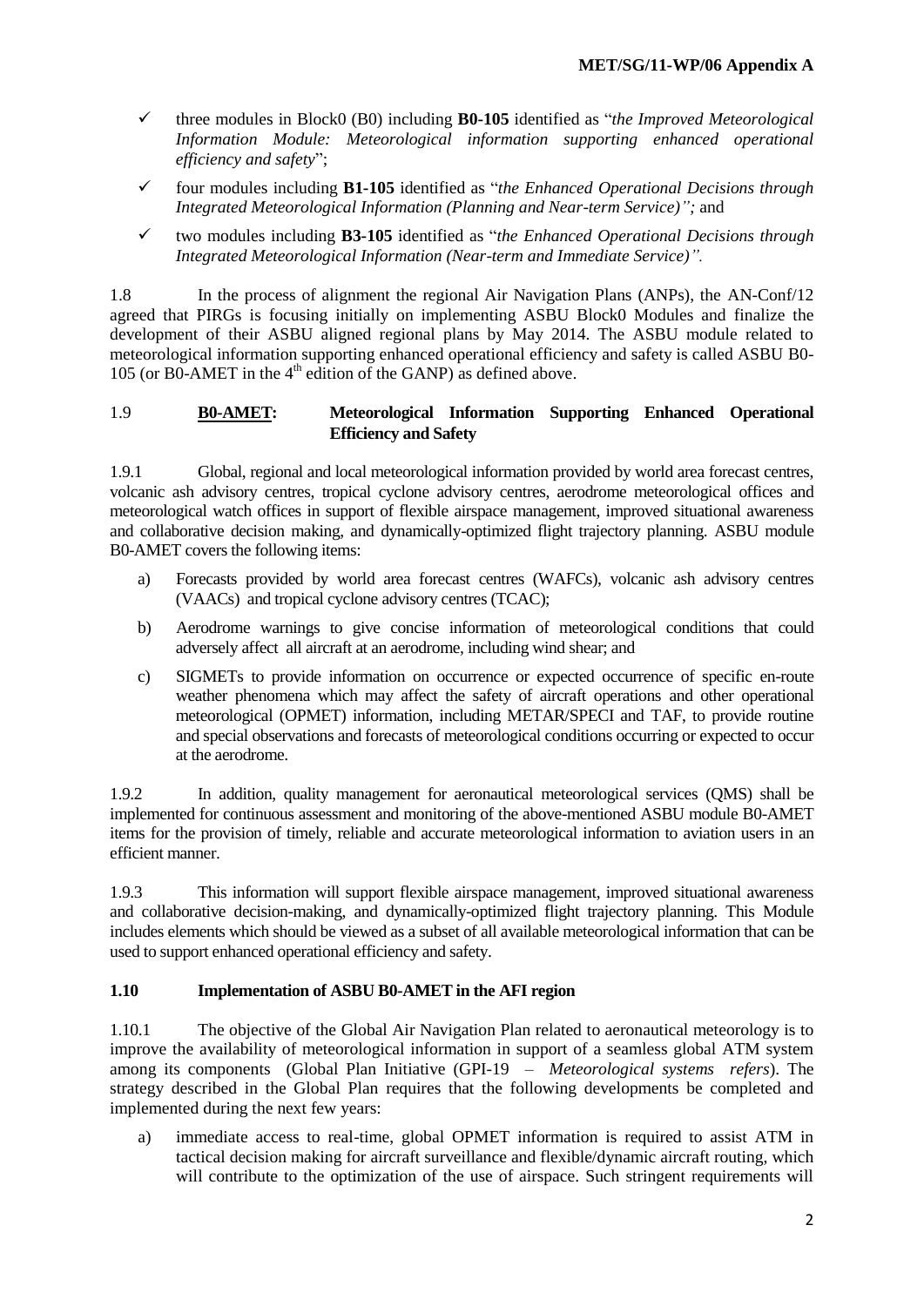- ✓ three modules in Block0 (B0) including **B0-105** identified as "*the Improved Meteorological Information Module: Meteorological information supporting enhanced operational efficiency and safety*";
- ✓ four modules including **B1-105** identified as "*the Enhanced Operational Decisions through Integrated Meteorological Information (Planning and Near-term Service)";* and
- ✓ two modules including **B3-105** identified as "*the Enhanced Operational Decisions through Integrated Meteorological Information (Near-term and Immediate Service)".*

1.8 In the process of alignment the regional Air Navigation Plans (ANPs), the AN-Conf/12 agreed that PIRGs is focusing initially on implementing ASBU Block0 Modules and finalize the development of their ASBU aligned regional plans by May 2014. The ASBU module related to meteorological information supporting enhanced operational efficiency and safety is called ASBU B0-105 (or B0-AMET in the 4th edition of the GANP) as defined above.

1.9 **B0-AMET: Meteorological Information Supporting Enhanced Operational Efficiency and Safety**

1.9.1 Global, regional and local meteorological information provided by world area forecast centres, volcanic ash advisory centres, tropical cyclone advisory centres, aerodrome meteorological offices and meteorological watch offices in support of flexible airspace management, improved situational awareness and collaborative decision making, and dynamically-optimized flight trajectory planning. ASBU module B0-AMET covers the following items:

a) Forecasts provided by world area forecast centres (WAFCs), volcanic ash advisory centres (VAACs) and tropical cyclone advisory centres (TCAC);

b) Aerodrome warnings to give concise information of meteorological conditions that could adversely affect all aircraft at an aerodrome, including wind shear; and

c) SIGMETs to provide information on occurrence or expected occurrence of specific en-route weather phenomena which may affect the safety of aircraft operations and other operational meteorological (OPMET) information, including METAR/SPECI and TAF, to provide routine and special observations and forecasts of meteorological conditions occurring or expected to occur at the aerodrome.

1.9.2 In addition, quality management for aeronautical meteorological services (QMS) shall be implemented for continuous assessment and monitoring of the above-mentioned ASBU module B0-AMET items for the provision of timely, reliable and accurate meteorological information to aviation users in an efficient manner.

1.9.3 This information will support flexible airspace management, improved situational awareness and collaborative decision-making, and dynamically-optimized flight trajectory planning. This Module includes elements which should be viewed as a subset of all available meteorological information that can be used to support enhanced operational efficiency and safety.

### 1.10 Implementation of ASBU B0-AMET in the AFI region

1.10.1 The objective of the Global Air Navigation Plan related to aeronautical meteorology is to improve the availability of meteorological information in support of a seamless global ATM system among its components (Global Plan Initiative (GPI-19 – *Meteorological systems refers*). The strategy described in the Global Plan requires that the following developments be completed and implemented during the next few years:

a) immediate access to real-time, global OPMET information is required to assist ATM in tactical decision making for aircraft surveillance and flexible/dynamic aircraft routing, which will contribute to the optimization of the use of airspace. Such stringent requirements will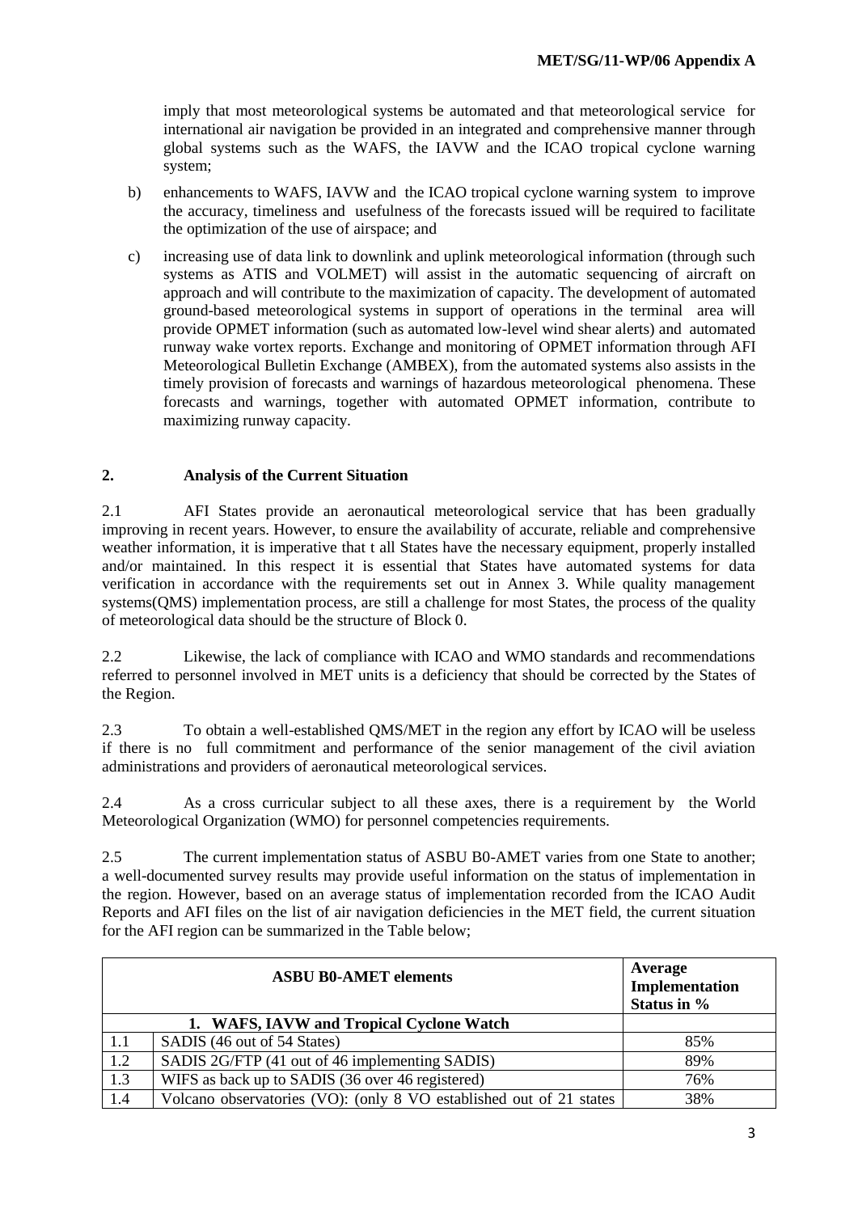imply that most meteorological systems be automated and that meteorological service for international air navigation be provided in an integrated and comprehensive manner through global systems such as the WAFS, the IAVW and the ICAO tropical cyclone warning system;

b) enhancements to WAFS, IAVW and the ICAO tropical cyclone warning system to improve the accuracy, timeliness and usefulness of the forecasts issued will be required to facilitate the optimization of the use of airspace; and

c) increasing use of data link to downlink and uplink meteorological information (through such systems as ATIS and VOLMET) will assist in the automatic sequencing of aircraft on approach and will contribute to the maximization of capacity. The development of automated ground-based meteorological systems in support of operations in the terminal area will provide OPMET information (such as automated low-level wind shear alerts) and automated runway wake vortex reports. Exchange and monitoring of OPMET information through AFI Meteorological Bulletin Exchange (AMBEX), from the automated systems also assists in the timely provision of forecasts and warnings of hazardous meteorological phenomena. These forecasts and warnings, together with automated OPMET information, contribute to maximizing runway capacity.

## 2. Analysis of the Current Situation

2.1 AFI States provide an aeronautical meteorological service that has been gradually improving in recent years. However, to ensure the availability of accurate, reliable and comprehensive weather information, it is imperative that t all States have the necessary equipment, properly installed and/or maintained. In this respect it is essential that States have automated systems for data verification in accordance with the requirements set out in Annex 3. While quality management systems(QMS) implementation process, are still a challenge for most States, the process of the quality of meteorological data should be the structure of Block 0.

2.2 Likewise, the lack of compliance with ICAO and WMO standards and recommendations referred to personnel involved in MET units is a deficiency that should be corrected by the States of the Region.

2.3 To obtain a well-established QMS/MET in the region any effort by ICAO will be useless if there is no full commitment and performance of the senior management of the civil aviation administrations and providers of aeronautical meteorological services.

2.4 As a cross curricular subject to all these axes, there is a requirement by the World Meteorological Organization (WMO) for personnel competencies requirements.

2.5 The current implementation status of ASBU B0-AMET varies from one State to another; a well-documented survey results may provide useful information on the status of implementation in the region. However, based on an average status of implementation recorded from the ICAO Audit Reports and AFI files on the list of air navigation deficiencies in the MET field, the current situation for the AFI region can be summarized in the Table below;

| | ASBU B0-AMET elements | Average Implementation Status in % |
|---|---|---|
| | **1. WAFS, IAVW and Tropical Cyclone Watch** | |
| 1.1 | SADIS (46 out of 54 States) | 85% |
| 1.2 | SADIS 2G/FTP (41 out of 46 implementing SADIS) | 89% |
| 1.3 | WIFS as back up to SADIS (36 over 46 registered) | 76% |
| 1.4 | Volcano observatories (VO): (only 8 VO established out of 21 states | 38% |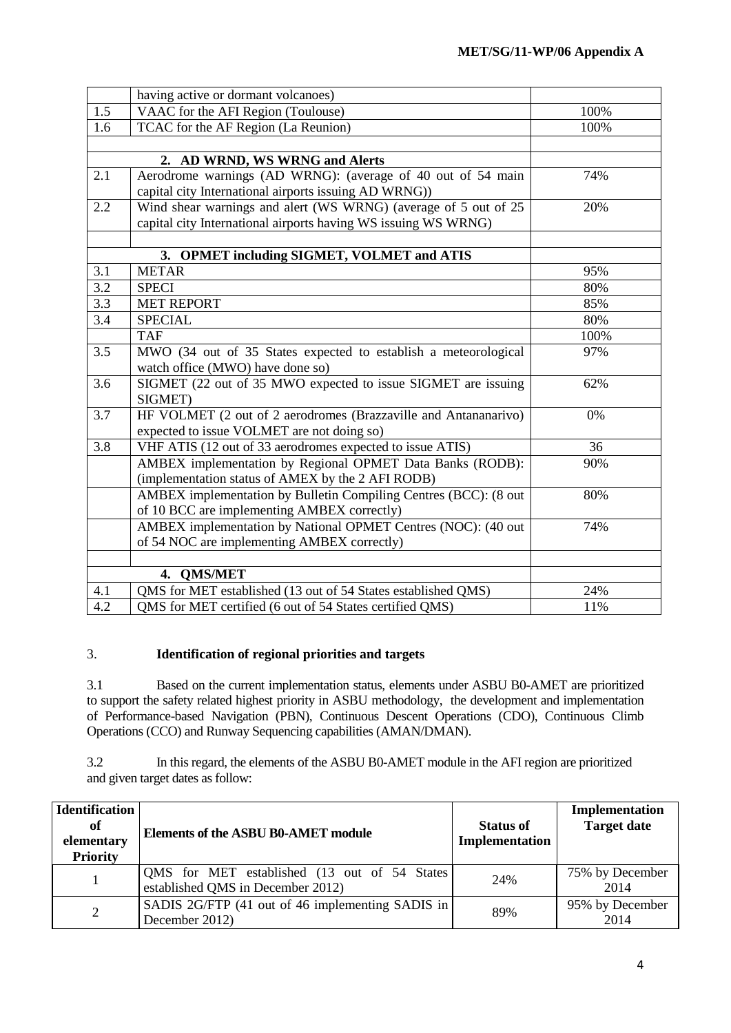|  |  |  |
|---|---|---|
|  | having active or dormant volcanoes) |  |
| 1.5 | VAAC for the AFI Region (Toulouse) | 100% |
| 1.6 | TCAC for the AF Region (La Reunion) | 100% |
|  |  |  |
|  | **2. AD WRND, WS WRNG and Alerts** |  |
| 2.1 | Aerodrome warnings (AD WRNG): (average of 40 out of 54 main capital city International airports issuing AD WRNG)) | 74% |
| 2.2 | Wind shear warnings and alert (WS WRNG) (average of 5 out of 25 capital city International airports having WS issuing WS WRNG) | 20% |
|  |  |  |
|  | **3. OPMET including SIGMET, VOLMET and ATIS** |  |
| 3.1 | METAR | 95% |
| 3.2 | SPECI | 80% |
| 3.3 | MET REPORT | 85% |
| 3.4 | SPECIAL | 80% |
|  | TAF | 100% |
| 3.5 | MWO (34 out of 35 States expected to establish a meteorological watch office (MWO) have done so) | 97% |
| 3.6 | SIGMET (22 out of 35 MWO expected to issue SIGMET are issuing SIGMET) | 62% |
| 3.7 | HF VOLMET (2 out of 2 aerodromes (Brazzaville and Antananarivo) expected to issue VOLMET are not doing so) | 0% |
| 3.8 | VHF ATIS (12 out of 33 aerodromes expected to issue ATIS) | 36 |
|  | AMBEX implementation by Regional OPMET Data Banks (RODB): (implementation status of AMEX by the 2 AFI RODB) | 90% |
|  | AMBEX implementation by Bulletin Compiling Centres (BCC): (8 out of 10 BCC are implementing AMBEX correctly) | 80% |
|  | AMBEX implementation by National OPMET Centres (NOC): (40 out of 54 NOC are implementing AMBEX correctly) | 74% |
|  |  |  |
|  | **4. QMS/MET** |  |
| 4.1 | QMS for MET established (13 out of 54 States established QMS) | 24% |
| 4.2 | QMS for MET certified (6 out of 54 States certified QMS) | 11% |

## 3. Identification of regional priorities and targets

3.1 Based on the current implementation status, elements under ASBU B0-AMET are prioritized to support the safety related highest priority in ASBU methodology, the development and implementation of Performance-based Navigation (PBN), Continuous Descent Operations (CDO), Continuous Climb Operations (CCO) and Runway Sequencing capabilities (AMAN/DMAN).

3.2 In this regard, the elements of the ASBU B0-AMET module in the AFI region are prioritized and given target dates as follow:

| Identification of elementary Priority | Elements of the ASBU B0-AMET module | Status of Implementation | Implementation Target date |
|---|---|---|---|
| 1 | QMS for MET established (13 out of 54 States established QMS in December 2012) | 24% | 75% by December 2014 |
| 2 | SADIS 2G/FTP (41 out of 46 implementing SADIS in December 2012) | 89% | 95% by December 2014 |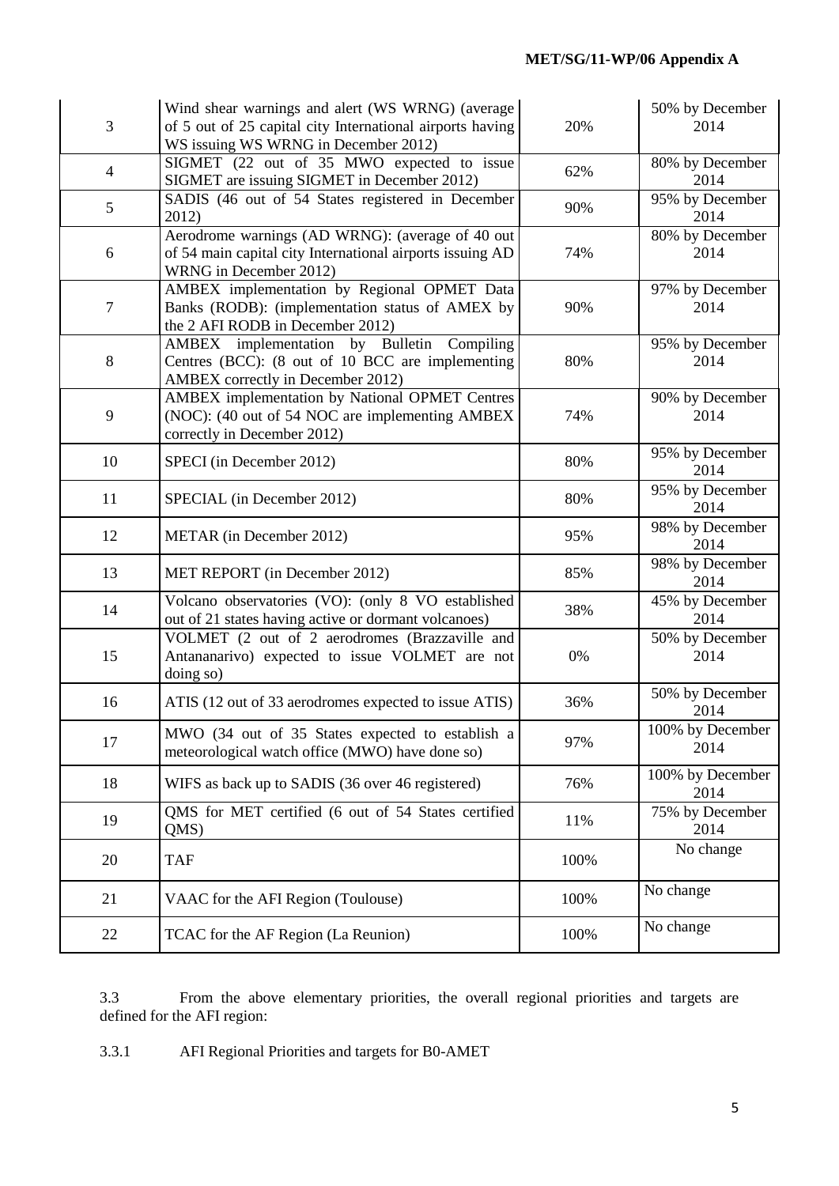| 3 | Wind shear warnings and alert (WS WRNG) (average of 5 out of 25 capital city International airports having WS issuing WS WRNG in December 2012) | 20% | 50% by December 2014 |
|---|---|---|---|
| 4 | SIGMET (22 out of 35 MWO expected to issue SIGMET are issuing SIGMET in December 2012) | 62% | 80% by December 2014 |
| 5 | SADIS (46 out of 54 States registered in December 2012) | 90% | 95% by December 2014 |
| 6 | Aerodrome warnings (AD WRNG): (average of 40 out of 54 main capital city International airports issuing AD WRNG in December 2012) | 74% | 80% by December 2014 |
| 7 | AMBEX implementation by Regional OPMET Data Banks (RODB): (implementation status of AMEX by the 2 AFI RODB in December 2012) | 90% | 97% by December 2014 |
| 8 | AMBEX implementation by Bulletin Compiling Centres (BCC): (8 out of 10 BCC are implementing AMBEX correctly in December 2012) | 80% | 95% by December 2014 |
| 9 | AMBEX implementation by National OPMET Centres (NOC): (40 out of 54 NOC are implementing AMBEX correctly in December 2012) | 74% | 90% by December 2014 |
| 10 | SPECI (in December 2012) | 80% | 95% by December 2014 |
| 11 | SPECIAL (in December 2012) | 80% | 95% by December 2014 |
| 12 | METAR (in December 2012) | 95% | 98% by December 2014 |
| 13 | MET REPORT (in December 2012) | 85% | 98% by December 2014 |
| 14 | Volcano observatories (VO): (only 8 VO established out of 21 states having active or dormant volcanoes) | 38% | 45% by December 2014 |
| 15 | VOLMET (2 out of 2 aerodromes (Brazzaville and Antananarivo) expected to issue VOLMET are not doing so) | 0% | 50% by December 2014 |
| 16 | ATIS (12 out of 33 aerodromes expected to issue ATIS) | 36% | 50% by December 2014 |
| 17 | MWO (34 out of 35 States expected to establish a meteorological watch office (MWO) have done so) | 97% | 100% by December 2014 |
| 18 | WIFS as back up to SADIS (36 over 46 registered) | 76% | 100% by December 2014 |
| 19 | QMS for MET certified (6 out of 54 States certified QMS) | 11% | 75% by December 2014 |
| 20 | TAF | 100% | No change |
| 21 | VAAC for the AFI Region (Toulouse) | 100% | No change |
| 22 | TCAC for the AF Region (La Reunion) | 100% | No change |

3.3 From the above elementary priorities, the overall regional priorities and targets are defined for the AFI region:

3.3.1 AFI Regional Priorities and targets for B0-AMET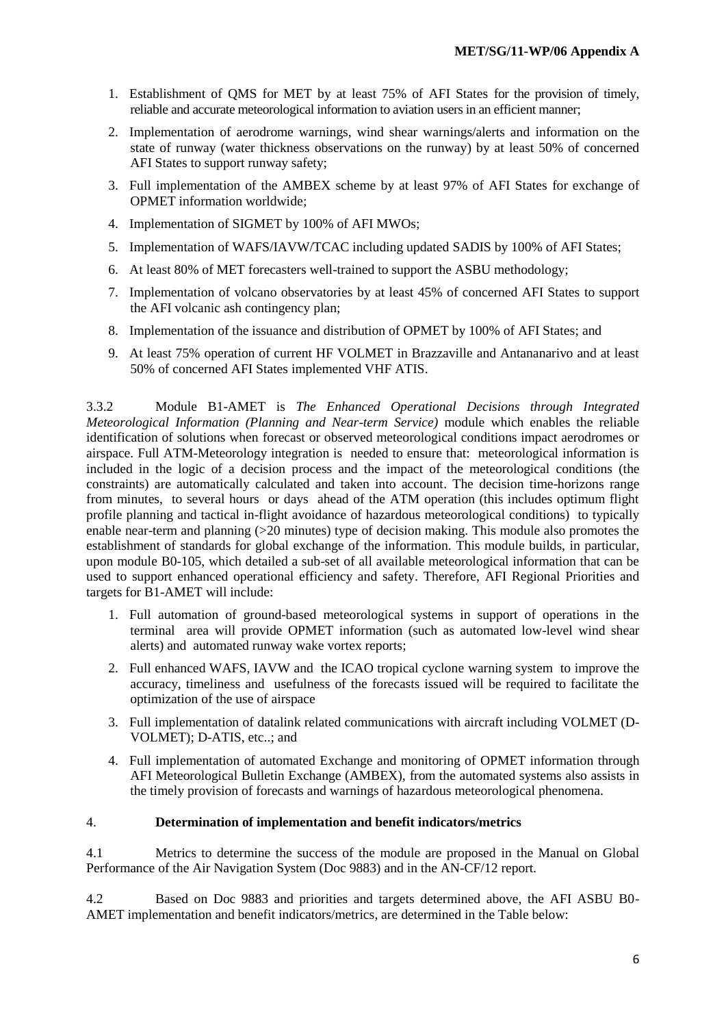1. Establishment of QMS for MET by at least 75% of AFI States for the provision of timely, reliable and accurate meteorological information to aviation users in an efficient manner;
2. Implementation of aerodrome warnings, wind shear warnings/alerts and information on the state of runway (water thickness observations on the runway) by at least 50% of concerned AFI States to support runway safety;
3. Full implementation of the AMBEX scheme by at least 97% of AFI States for exchange of OPMET information worldwide;
4. Implementation of SIGMET by 100% of AFI MWOs;
5. Implementation of WAFS/IAVW/TCAC including updated SADIS by 100% of AFI States;
6. At least 80% of MET forecasters well-trained to support the ASBU methodology;
7. Implementation of volcano observatories by at least 45% of concerned AFI States to support the AFI volcanic ash contingency plan;
8. Implementation of the issuance and distribution of OPMET by 100% of AFI States; and
9. At least 75% operation of current HF VOLMET in Brazzaville and Antananarivo and at least 50% of concerned AFI States implemented VHF ATIS.

3.3.2 Module B1-AMET is *The Enhanced Operational Decisions through Integrated Meteorological Information (Planning and Near-term Service)* module which enables the reliable identification of solutions when forecast or observed meteorological conditions impact aerodromes or airspace. Full ATM-Meteorology integration is needed to ensure that: meteorological information is included in the logic of a decision process and the impact of the meteorological conditions (the constraints) are automatically calculated and taken into account. The decision time-horizons range from minutes, to several hours or days ahead of the ATM operation (this includes optimum flight profile planning and tactical in-flight avoidance of hazardous meteorological conditions) to typically enable near-term and planning (>20 minutes) type of decision making. This module also promotes the establishment of standards for global exchange of the information. This module builds, in particular, upon module B0-105, which detailed a sub-set of all available meteorological information that can be used to support enhanced operational efficiency and safety. Therefore, AFI Regional Priorities and targets for B1-AMET will include:

1. Full automation of ground-based meteorological systems in support of operations in the terminal area will provide OPMET information (such as automated low-level wind shear alerts) and automated runway wake vortex reports;
2. Full enhanced WAFS, IAVW and the ICAO tropical cyclone warning system to improve the accuracy, timeliness and usefulness of the forecasts issued will be required to facilitate the optimization of the use of airspace
3. Full implementation of datalink related communications with aircraft including VOLMET (D-VOLMET); D-ATIS, etc..; and
4. Full implementation of automated Exchange and monitoring of OPMET information through AFI Meteorological Bulletin Exchange (AMBEX), from the automated systems also assists in the timely provision of forecasts and warnings of hazardous meteorological phenomena.

## 4. Determination of implementation and benefit indicators/metrics

4.1 Metrics to determine the success of the module are proposed in the Manual on Global Performance of the Air Navigation System (Doc 9883) and in the AN-CF/12 report.

4.2 Based on Doc 9883 and priorities and targets determined above, the AFI ASBU B0-AMET implementation and benefit indicators/metrics, are determined in the Table below: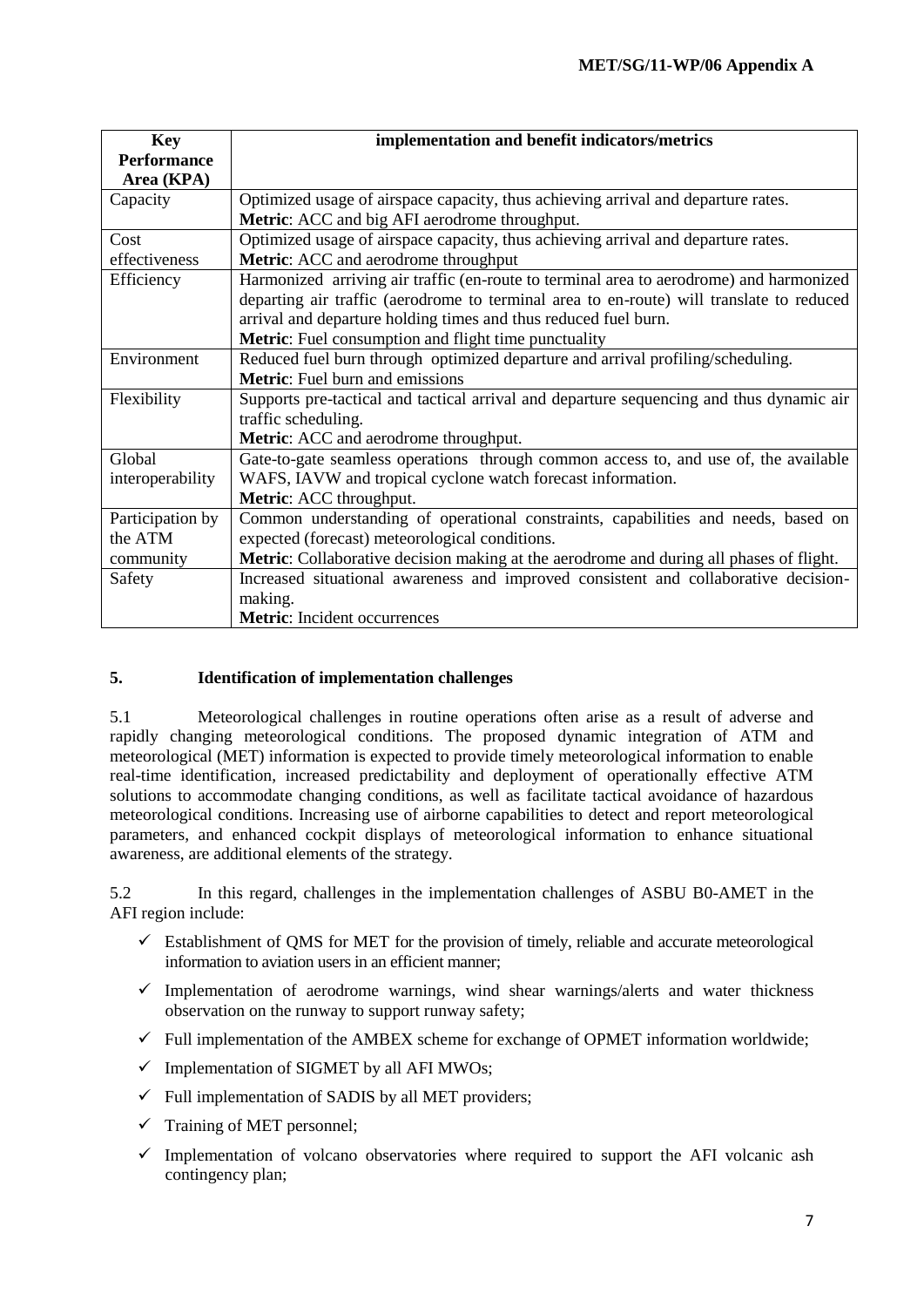| Key Performance Area (KPA) | implementation and benefit indicators/metrics |
|---|---|
| Capacity | Optimized usage of airspace capacity, thus achieving arrival and departure rates.<br>**Metric**: ACC and big AFI aerodrome throughput. |
| Cost effectiveness | Optimized usage of airspace capacity, thus achieving arrival and departure rates.<br>**Metric**: ACC and aerodrome throughput |
| Efficiency | Harmonized arriving air traffic (en-route to terminal area to aerodrome) and harmonized departing air traffic (aerodrome to terminal area to en-route) will translate to reduced arrival and departure holding times and thus reduced fuel burn.<br>**Metric**: Fuel consumption and flight time punctuality |
| Environment | Reduced fuel burn through optimized departure and arrival profiling/scheduling.<br>**Metric**: Fuel burn and emissions |
| Flexibility | Supports pre-tactical and tactical arrival and departure sequencing and thus dynamic air traffic scheduling.<br>**Metric**: ACC and aerodrome throughput. |
| Global interoperability | Gate-to-gate seamless operations through common access to, and use of, the available WAFS, IAVW and tropical cyclone watch forecast information.<br>**Metric**: ACC throughput. |
| Participation by the ATM community | Common understanding of operational constraints, capabilities and needs, based on expected (forecast) meteorological conditions.<br>**Metric**: Collaborative decision making at the aerodrome and during all phases of flight. |
| Safety | Increased situational awareness and improved consistent and collaborative decision-making.<br>**Metric**: Incident occurrences |

## 5. Identification of implementation challenges

5.1 Meteorological challenges in routine operations often arise as a result of adverse and rapidly changing meteorological conditions. The proposed dynamic integration of ATM and meteorological (MET) information is expected to provide timely meteorological information to enable real-time identification, increased predictability and deployment of operationally effective ATM solutions to accommodate changing conditions, as well as facilitate tactical avoidance of hazardous meteorological conditions. Increasing use of airborne capabilities to detect and report meteorological parameters, and enhanced cockpit displays of meteorological information to enhance situational awareness, are additional elements of the strategy.

5.2 In this regard, challenges in the implementation challenges of ASBU B0-AMET in the AFI region include:

- ✓ Establishment of QMS for MET for the provision of timely, reliable and accurate meteorological information to aviation users in an efficient manner;
- ✓ Implementation of aerodrome warnings, wind shear warnings/alerts and water thickness observation on the runway to support runway safety;
- ✓ Full implementation of the AMBEX scheme for exchange of OPMET information worldwide;
- ✓ Implementation of SIGMET by all AFI MWOs;
- ✓ Full implementation of SADIS by all MET providers;
- ✓ Training of MET personnel;
- ✓ Implementation of volcano observatories where required to support the AFI volcanic ash contingency plan;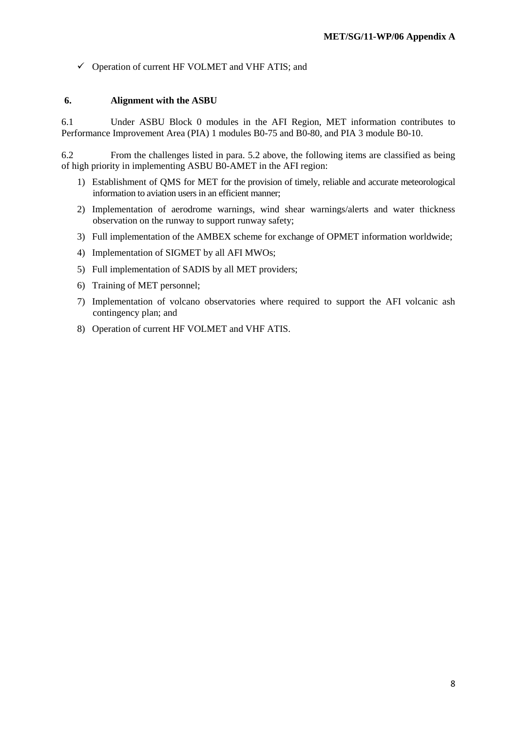- ✓ Operation of current HF VOLMET and VHF ATIS; and

## 6. Alignment with the ASBU

6.1 Under ASBU Block 0 modules in the AFI Region, MET information contributes to Performance Improvement Area (PIA) 1 modules B0-75 and B0-80, and PIA 3 module B0-10.

6.2 From the challenges listed in para. 5.2 above, the following items are classified as being of high priority in implementing ASBU B0-AMET in the AFI region:

1) Establishment of QMS for MET for the provision of timely, reliable and accurate meteorological information to aviation users in an efficient manner;
2) Implementation of aerodrome warnings, wind shear warnings/alerts and water thickness observation on the runway to support runway safety;
3) Full implementation of the AMBEX scheme for exchange of OPMET information worldwide;
4) Implementation of SIGMET by all AFI MWOs;
5) Full implementation of SADIS by all MET providers;
6) Training of MET personnel;
7) Implementation of volcano observatories where required to support the AFI volcanic ash contingency plan; and
8) Operation of current HF VOLMET and VHF ATIS.